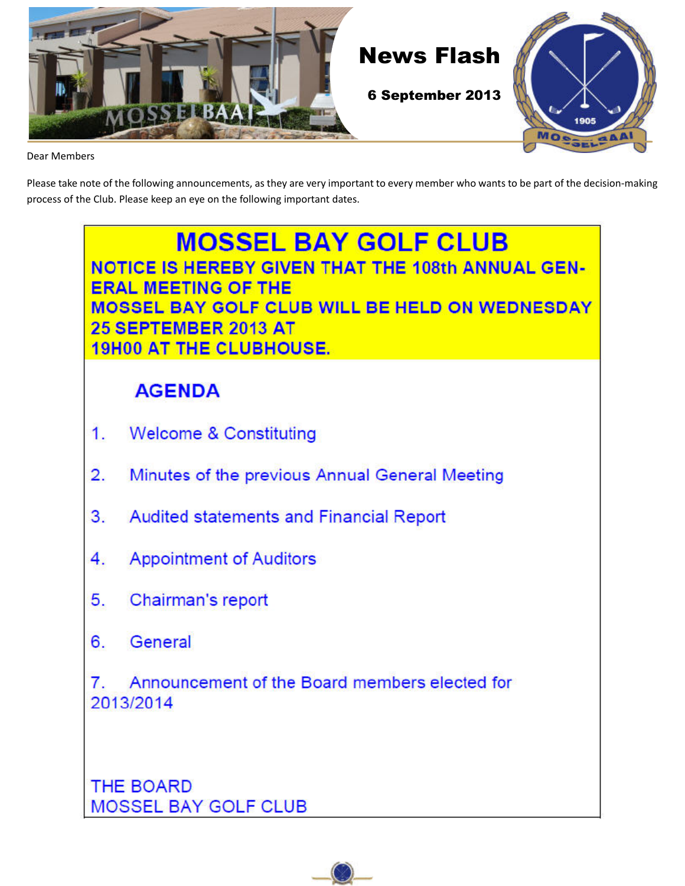# News Flash

**6 September 2013**

Dear Members

Please take note of the following announcements, as they are very important to every member who wants to be part of the decision-making process of the Club. Please keep an eye on the following important dates.

## MOSSEL BAY GOLF CLUB

**NOTICE IS HEREBY GIVEN THAT THE 108th ANNUAL GENERAL MEETING OF THE MOSSEL BAY GOLF CLUB WILL BE HELD ON WEDNESDAY 25 SEPTEMBER 2013 AT 19H00 AT THE CLUBHOUSE.**

### AGENDA

1. Welcome & Constituting
2. Minutes of the previous Annual General Meeting
3. Audited statements and Financial Report
4. Appointment of Auditors
5. Chairman's report
6. General
7. Announcement of the Board members elected for 2013/2014

THE BOARD
MOSSEL BAY GOLF CLUB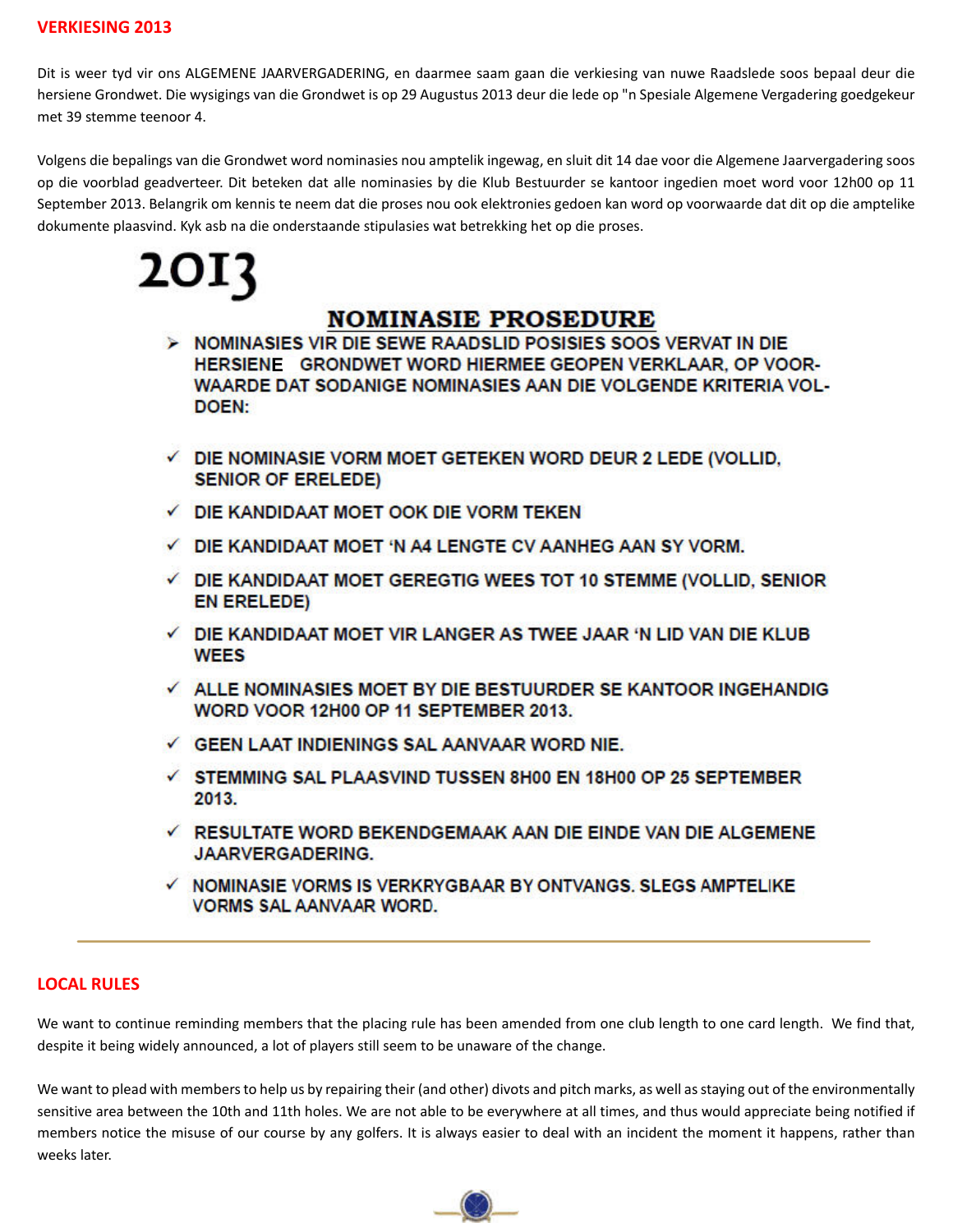## VERKIESING 2013

Dit is weer tyd vir ons ALGEMENE JAARVERGADERING, en daarmee saam gaan die verkiesing van nuwe Raadslede soos bepaal deur die hersiene Grondwet. Die wysigings van die Grondwet is op 29 Augustus 2013 deur die lede op "n Spesiale Algemene Vergadering goedgekeur met 39 stemme teenoor 4.

Volgens die bepalings van die Grondwet word nominasies nou amptelik ingewag, en sluit dit 14 dae voor die Algemene Jaarvergadering soos op die voorblad geadverteer. Dit beteken dat alle nominasies by die Klub Bestuurder se kantoor ingedien moet word voor 12h00 op 11 September 2013. Belangrik om kennis te neem dat die proses nou ook elektronies gedoen kan word op voorwaarde dat dit op die amptelike dokumente plaasvind. Kyk asb na die onderstaande stipulasies wat betrekking het op die proses.

# 2013

## NOMINASIE PROSEDURE

- NOMINASIES VIR DIE SEWE RAADSLID POSISIES SOOS VERVAT IN DIE HERSIENE GRONDWET WORD HIERMEE GEOPEN VERKLAAR, OP VOORWAARDE DAT SODANIGE NOMINASIES AAN DIE VOLGENDE KRITERIA VOLDOEN:

- ✓ DIE NOMINASIE VORM MOET GETEKEN WORD DEUR 2 LEDE (VOLLID, SENIOR OF ERELEDE)
- ✓ DIE KANDIDAAT MOET OOK DIE VORM TEKEN
- ✓ DIE KANDIDAAT MOET 'N A4 LENGTE CV AANHEG AAN SY VORM.
- ✓ DIE KANDIDAAT MOET GEREGTIG WEES TOT 10 STEMME (VOLLID, SENIOR EN ERELEDE)
- ✓ DIE KANDIDAAT MOET VIR LANGER AS TWEE JAAR 'N LID VAN DIE KLUB WEES
- ✓ ALLE NOMINASIES MOET BY DIE BESTUURDER SE KANTOOR INGEHANDIG WORD VOOR 12H00 OP 11 SEPTEMBER 2013.
- ✓ GEEN LAAT INDIENINGS SAL AANVAAR WORD NIE.
- ✓ STEMMING SAL PLAASVIND TUSSEN 8H00 EN 18H00 OP 25 SEPTEMBER 2013.
- ✓ RESULTATE WORD BEKENDGEMAAK AAN DIE EINDE VAN DIE ALGEMENE JAARVERGADERING.
- ✓ NOMINASIE VORMS IS VERKRYGBAAR BY ONTVANGS. SLEGS AMPTELIKE VORMS SAL AANVAAR WORD.

---

## LOCAL RULES

We want to continue reminding members that the placing rule has been amended from one club length to one card length. We find that, despite it being widely announced, a lot of players still seem to be unaware of the change.

We want to plead with members to help us by repairing their (and other) divots and pitch marks, as well as staying out of the environmentally sensitive area between the 10th and 11th holes. We are not able to be everywhere at all times, and thus would appreciate being notified if members notice the misuse of our course by any golfers. It is always easier to deal with an incident the moment it happens, rather than weeks later.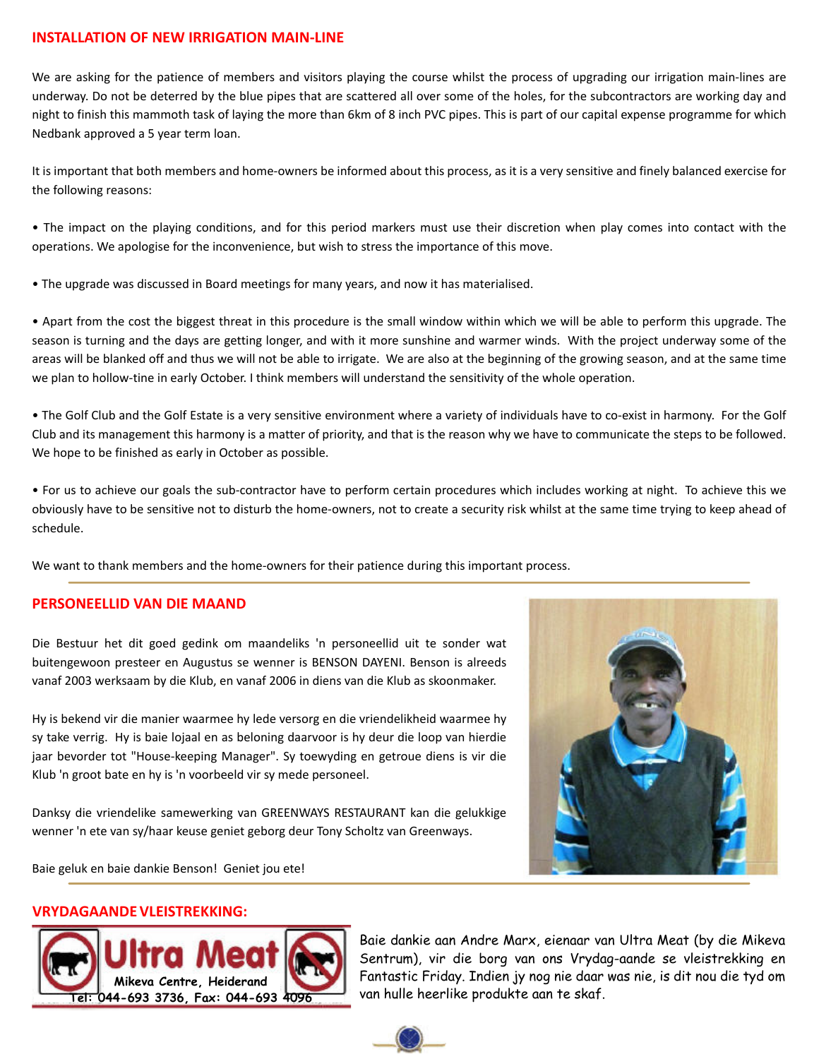## INSTALLATION OF NEW IRRIGATION MAIN-LINE

We are asking for the patience of members and visitors playing the course whilst the process of upgrading our irrigation main-lines are underway. Do not be deterred by the blue pipes that are scattered all over some of the holes, for the subcontractors are working day and night to finish this mammoth task of laying the more than 6km of 8 inch PVC pipes. This is part of our capital expense programme for which Nedbank approved a 5 year term loan.

It is important that both members and home-owners be informed about this process, as it is a very sensitive and finely balanced exercise for the following reasons:

• The impact on the playing conditions, and for this period markers must use their discretion when play comes into contact with the operations. We apologise for the inconvenience, but wish to stress the importance of this move.

• The upgrade was discussed in Board meetings for many years, and now it has materialised.

• Apart from the cost the biggest threat in this procedure is the small window within which we will be able to perform this upgrade. The season is turning and the days are getting longer, and with it more sunshine and warmer winds. With the project underway some of the areas will be blanked off and thus we will not be able to irrigate. We are also at the beginning of the growing season, and at the same time we plan to hollow-tine in early October. I think members will understand the sensitivity of the whole operation.

• The Golf Club and the Golf Estate is a very sensitive environment where a variety of individuals have to co-exist in harmony. For the Golf Club and its management this harmony is a matter of priority, and that is the reason why we have to communicate the steps to be followed. We hope to be finished as early in October as possible.

• For us to achieve our goals the sub-contractor have to perform certain procedures which includes working at night. To achieve this we obviously have to be sensitive not to disturb the home-owners, not to create a security risk whilst at the same time trying to keep ahead of schedule.

We want to thank members and the home-owners for their patience during this important process.

## PERSONEELLID VAN DIE MAAND

Die Bestuur het dit goed gedink om maandeliks 'n personeellid uit te sonder wat buitengewoon presteer en Augustus se wenner is BENSON DAYENI. Benson is alreeds vanaf 2003 werksaam by die Klub, en vanaf 2006 in diens van die Klub as skoonmaker.

Hy is bekend vir die manier waarmee hy lede versorg en die vriendelikheid waarmee hy sy take verrig. Hy is baie lojaal en as beloning daarvoor is hy deur die loop van hierdie jaar bevorder tot "House-keeping Manager". Sy toewyding en getroue diens is vir die Klub 'n groot bate en hy is 'n voorbeeld vir sy mede personeel.

Danksy die vriendelike samewerking van GREENWAYS RESTAURANT kan die gelukkige wenner 'n ete van sy/haar keuse geniet geborg deur Tony Scholtz van Greenways.

Baie geluk en baie dankie Benson! Geniet jou ete!

## VRYDAGAANDE VLEISTREKKING:

Ultra Meat
Mikeva Centre, Heiderand
Tel: 044-693 3736, Fax: 044-693 4096

Baie dankie aan Andre Marx, eienaar van Ultra Meat (by die Mikeva Sentrum), vir die borg van ons Vrydag-aande se vleistrekking en Fantastic Friday. Indien jy nog nie daar was nie, is dit nou die tyd om van hulle heerlike produkte aan te skaf.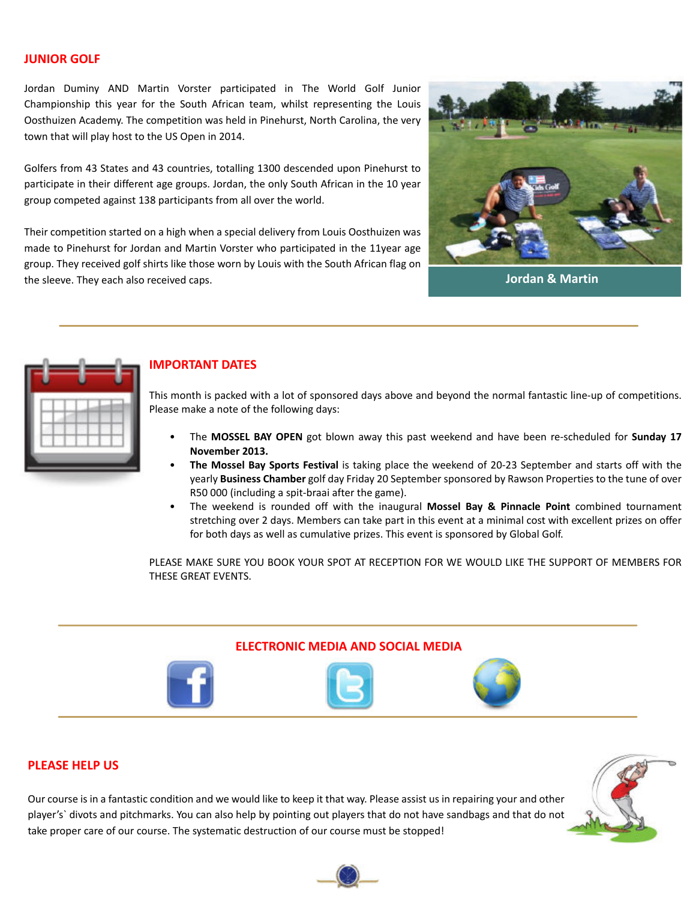## JUNIOR GOLF

Jordan Duminy AND Martin Vorster participated in The World Golf Junior Championship this year for the South African team, whilst representing the Louis Oosthuizen Academy. The competition was held in Pinehurst, North Carolina, the very town that will play host to the US Open in 2014.

Golfers from 43 States and 43 countries, totalling 1300 descended upon Pinehurst to participate in their different age groups. Jordan, the only South African in the 10 year group competed against 138 participants from all over the world.

Their competition started on a high when a special delivery from Louis Oosthuizen was made to Pinehurst for Jordan and Martin Vorster who participated in the 11year age group. They received golf shirts like those worn by Louis with the South African flag on the sleeve. They each also received caps.

Jordan & Martin

## IMPORTANT DATES

This month is packed with a lot of sponsored days above and beyond the normal fantastic line-up of competitions. Please make a note of the following days:

- The **MOSSEL BAY OPEN** got blown away this past weekend and have been re-scheduled for **Sunday 17 November 2013.**
- **The Mossel Bay Sports Festival** is taking place the weekend of 20-23 September and starts off with the yearly **Business Chamber** golf day Friday 20 September sponsored by Rawson Properties to the tune of over R50 000 (including a spit-braai after the game).
- The weekend is rounded off with the inaugural **Mossel Bay & Pinnacle Point** combined tournament stretching over 2 days. Members can take part in this event at a minimal cost with excellent prizes on offer for both days as well as cumulative prizes. This event is sponsored by Global Golf.

PLEASE MAKE SURE YOU BOOK YOUR SPOT AT RECEPTION FOR WE WOULD LIKE THE SUPPORT OF MEMBERS FOR THESE GREAT EVENTS.

## ELECTRONIC MEDIA AND SOCIAL MEDIA

## PLEASE HELP US

Our course is in a fantastic condition and we would like to keep it that way. Please assist us in repairing your and other player's` divots and pitchmarks. You can also help by pointing out players that do not have sandbags and that do not take proper care of our course. The systematic destruction of our course must be stopped!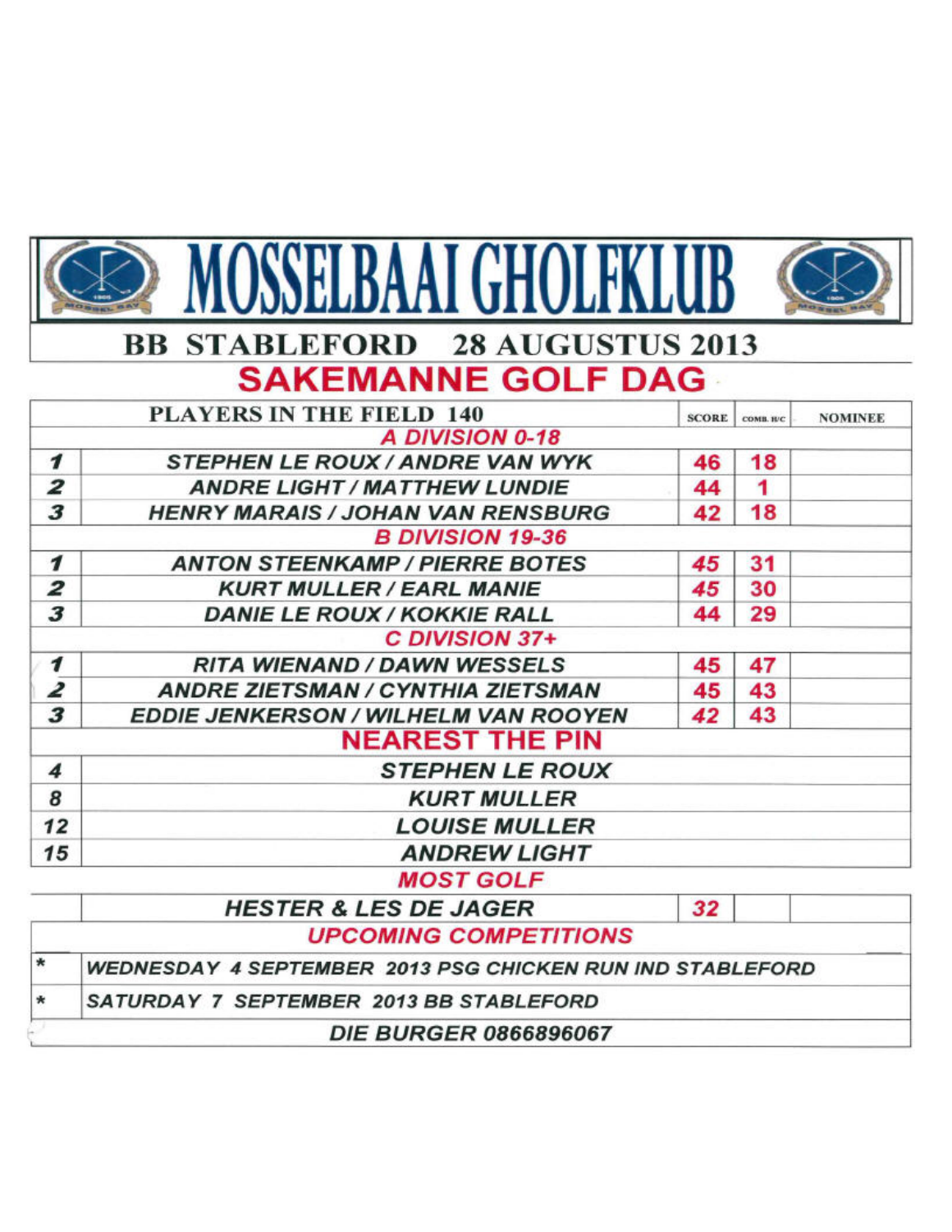# MOSSELBAAI GHOLFKLUB

## BB STABLEFORD 28 AUGUSTUS 2013

## SAKEMANNE GOLF DAG

| | PLAYERS IN THE FIELD 140 | SCORE | COMB. H/C | NOMINEE |
|---|---|---|---|---|
| | **A DIVISION 0-18** | | | |
| 1 | STEPHEN LE ROUX / ANDRE VAN WYK | 46 | 18 | |
| 2 | ANDRE LIGHT / MATTHEW LUNDIE | 44 | 1 | |
| 3 | HENRY MARAIS / JOHAN VAN RENSBURG | 42 | 18 | |
| | **B DIVISION 19-36** | | | |
| 1 | ANTON STEENKAMP / PIERRE BOTES | 45 | 31 | |
| 2 | KURT MULLER / EARL MANIE | 45 | 30 | |
| 3 | DANIE LE ROUX / KOKKIE RALL | 44 | 29 | |
| | **C DIVISION 37+** | | | |
| 1 | RITA WIENAND / DAWN WESSELS | 45 | 47 | |
| 2 | ANDRE ZIETSMAN / CYNTHIA ZIETSMAN | 45 | 43 | |
| 3 | EDDIE JENKERSON / WILHELM VAN ROOYEN | 42 | 43 | |
| | **NEAREST THE PIN** | | | |
| 4 | STEPHEN LE ROUX | | | |
| 8 | KURT MULLER | | | |
| 12 | LOUISE MULLER | | | |
| 15 | ANDREW LIGHT | | | |
| | **MOST GOLF** | | | |
| | HESTER & LES DE JAGER | 32 | | |
| | **UPCOMING COMPETITIONS** | | | |
| * | WEDNESDAY 4 SEPTEMBER 2013 PSG CHICKEN RUN IND STABLEFORD | | | |
| * | SATURDAY 7 SEPTEMBER 2013 BB STABLEFORD | | | |
| | DIE BURGER 0866896067 | | | |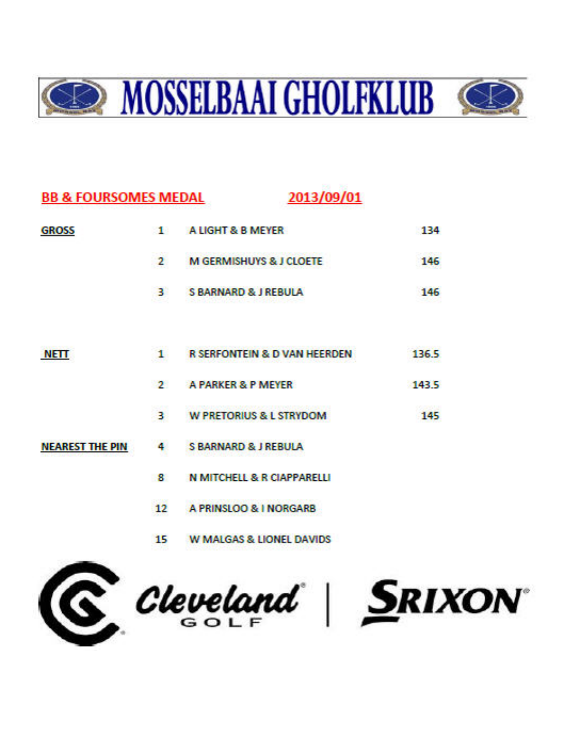# MOSSELBAAI GHOLFKLUB

## BB & FOURSOMES MEDAL 2013/09/01

| | | | |
|---|---|---|---|
| **GROSS** | 1 | A LIGHT & B MEYER | 134 |
| | 2 | M GERMISHUYS & J CLOETE | 146 |
| | 3 | S BARNARD & J REBULA | 146 |
| **NETT** | 1 | R SERFONTEIN & D VAN HEERDEN | 136.5 |
| | 2 | A PARKER & P MEYER | 143.5 |
| | 3 | W PRETORIUS & L STRYDOM | 145 |
| **NEAREST THE PIN** | 4 | S BARNARD & J REBULA | |
| | 8 | N MITCHELL & R CIAPPARELLI | |
| | 12 | A PRINSLOO & I NORGARB | |
| | 15 | W MALGAS & LIONEL DAVIDS | |

Cleveland GOLF | SRIXON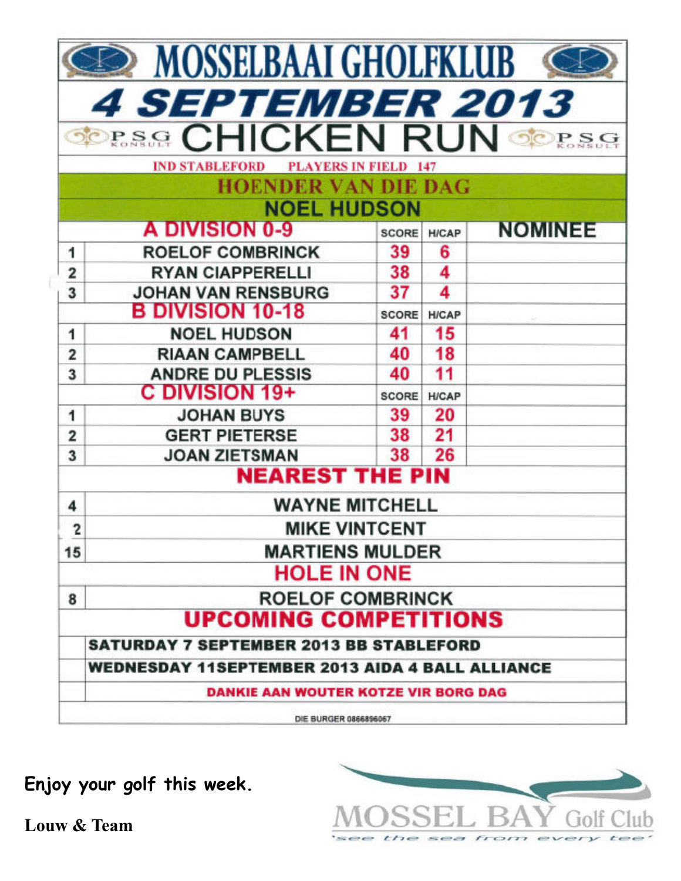# MOSSELBAAI GHOLFKLUB

## 4 SEPTEMBER 2013

## PSG KONSULT CHICKEN RUN

IND STABLEFORD  PLAYERS IN FIELD 147

**HOENDER VAN DIE DAG**

**NOEL HUDSON**

| | A DIVISION 0-9 | SCORE | H/CAP | NOMINEE |
|---|---|---|---|---|
| 1 | ROELOF COMBRINCK | 39 | 6 | |
| 2 | RYAN CIAPPERELLI | 38 | 4 | |
| 3 | JOHAN VAN RENSBURG | 37 | 4 | |
| | **B DIVISION 10-18** | **SCORE** | **H/CAP** | |
| 1 | NOEL HUDSON | 41 | 15 | |
| 2 | RIAAN CAMPBELL | 40 | 18 | |
| 3 | ANDRE DU PLESSIS | 40 | 11 | |
| | **C DIVISION 19+** | **SCORE** | **H/CAP** | |
| 1 | JOHAN BUYS | 39 | 20 | |
| 2 | GERT PIETERSE | 38 | 21 | |
| 3 | JOAN ZIETSMAN | 38 | 26 | |

**NEAREST THE PIN**

| | |
|---|---|
| 4 | WAYNE MITCHELL |
| 2 | MIKE VINTCENT |
| 15 | MARTIENS MULDER |

**HOLE IN ONE**

| | |
|---|---|
| 8 | ROELOF COMBRINCK |

**UPCOMING COMPETITIONS**

SATURDAY 7 SEPTEMBER 2013 BB STABLEFORD

WEDNESDAY 11SEPTEMBER 2013 AIDA 4 BALL ALLIANCE

DANKIE AAN WOUTER KOTZE VIR BORG DAG

DIE BURGER 0866896067

**Enjoy your golf this week.**

**Louw & Team**

MOSSEL BAY Golf Club

*'see the sea from every tee'*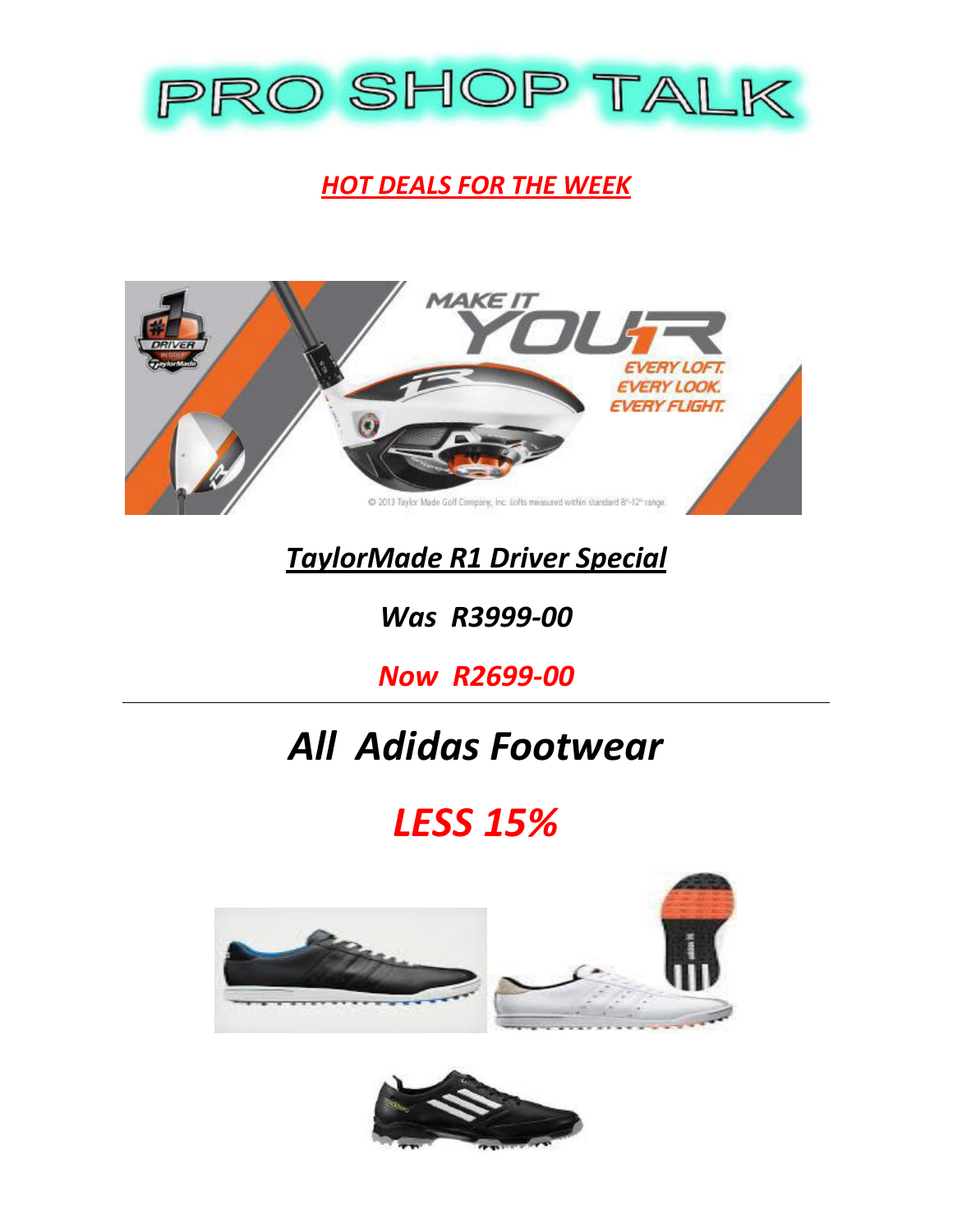# PRO SHOP TALK

## *HOT DEALS FOR THE WEEK*

***TaylorMade R1 Driver Special***

***Was R3999-00***

***Now R2699-00***

---

## *All Adidas Footwear*

## *LESS 15%*